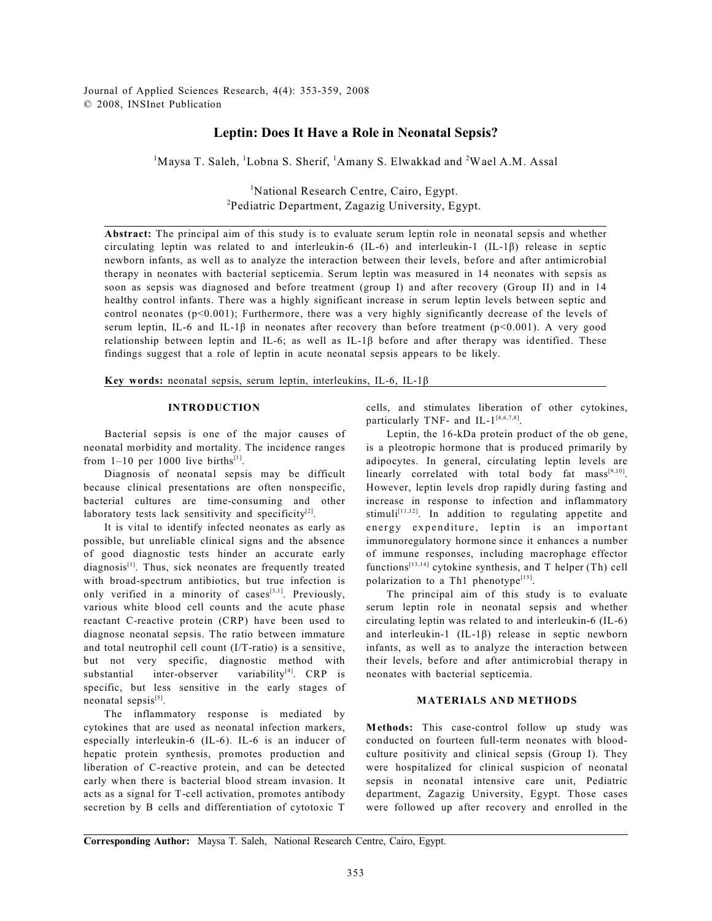# Leptin: Does It Have a Role in Neonatal Sepsis?

[1]Maysa T. Saleh, [1]Lobna S. Sherif, [1]Amany S. Elwakkad and [2]Wael A.M. Assal

[1]National Research Centre, Cairo, Egypt.
[2]Pediatric Department, Zagazig University, Egypt.

**Abstract:** The principal aim of this study is to evaluate serum leptin role in neonatal sepsis and whether circulating leptin was related to and interleukin-6 (IL-6) and interleukin-1 (IL-1β) release in septic newborn infants, as well as to analyze the interaction between their levels, before and after antimicrobial therapy in neonates with bacterial septicemia. Serum leptin was measured in 14 neonates with sepsis as soon as sepsis was diagnosed and before treatment (group I) and after recovery (Group II) and in 14 healthy control infants. There was a highly significant increase in serum leptin levels between septic and control neonates ($p<0.001$); Furthermore, there was a very highly significantly decrease of the levels of serum leptin, IL-6 and IL-1β in neonates after recovery than before treatment ($p<0.001$). A very good relationship between leptin and IL-6; as well as IL-1β before and after therapy was identified. These findings suggest that a role of leptin in acute neonatal sepsis appears to be likely.

**Key words:** neonatal sepsis, serum leptin, interleukins, IL-6, IL-1β

## INTRODUCTION

Bacterial sepsis is one of the major causes of neonatal morbidity and mortality. The incidence ranges from 1–10 per 1000 live births[1].

Diagnosis of neonatal sepsis may be difficult because clinical presentations are often nonspecific, bacterial cultures are time-consuming and other laboratory tests lack sensitivity and specificity[2].

It is vital to identify infected neonates as early as possible, but unreliable clinical signs and the absence of good diagnostic tests hinder an accurate early diagnosis[1]. Thus, sick neonates are frequently treated with broad-spectrum antibiotics, but true infection is only verified in a minority of cases[3,1]. Previously, various white blood cell counts and the acute phase reactant C-reactive protein (CRP) have been used to diagnose neonatal sepsis. The ratio between immature and total neutrophil cell count (I/T-ratio) is a sensitive, but not very specific, diagnostic method with substantial inter-observer variability[4]. CRP is specific, but less sensitive in the early stages of neonatal sepsis[5].

The inflammatory response is mediated by cytokines that are used as neonatal infection markers, especially interleukin-6 (IL-6). IL-6 is an inducer of hepatic protein synthesis, promotes production and liberation of C-reactive protein, and can be detected early when there is bacterial blood stream invasion. It acts as a signal for T-cell activation, promotes antibody secretion by B cells and differentiation of cytotoxic T cells, and stimulates liberation of other cytokines, particularly TNF- and IL-1[4,6,7,8].

Leptin, the 16-kDa protein product of the ob gene, is a pleotropic hormone that is produced primarily by adipocytes. In general, circulating leptin levels are linearly correlated with total body fat mass[9,10]. However, leptin levels drop rapidly during fasting and increase in response to infection and inflammatory stimuli[11,12]. In addition to regulating appetite and energy expenditure, leptin is an important immunoregulatory hormone since it enhances a number of immune responses, including macrophage effector functions[13,14] cytokine synthesis, and T helper (Th) cell polarization to a Th1 phenotype[15].

The principal aim of this study is to evaluate serum leptin role in neonatal sepsis and whether circulating leptin was related to and interleukin-6 (IL-6) and interleukin-1 (IL-1β) release in septic newborn infants, as well as to analyze the interaction between their levels, before and after antimicrobial therapy in neonates with bacterial septicemia.

## MATERIALS AND METHODS

**Methods:** This case-control follow up study was conducted on fourteen full-term neonates with blood-culture positivity and clinical sepsis (Group I). They were hospitalized for clinical suspicion of neonatal sepsis in neonatal intensive care unit, Pediatric department, Zagazig University, Egypt. Those cases were followed up after recovery and enrolled in the

**Corresponding Author:** Maysa T. Saleh, National Research Centre, Cairo, Egypt.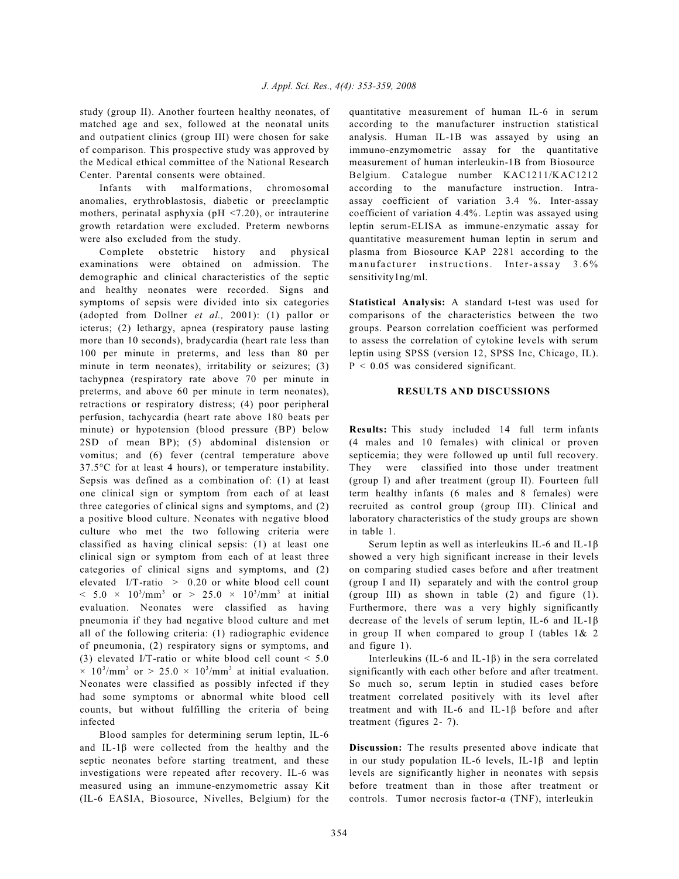study (group II). Another fourteen healthy neonates, of matched age and sex, followed at the neonatal units and outpatient clinics (group III) were chosen for sake of comparison. This prospective study was approved by the Medical ethical committee of the National Research Center. Parental consents were obtained.

Infants with malformations, chromosomal anomalies, erythroblastosis, diabetic or preeclamptic mothers, perinatal asphyxia (pH <7.20), or intrauterine growth retardation were excluded. Preterm newborns were also excluded from the study.

Complete obstetric history and physical examinations were obtained on admission. The demographic and clinical characteristics of the septic and healthy neonates were recorded. Signs and symptoms of sepsis were divided into six categories (adopted from Dollner *et al.,* 2001): (1) pallor or icterus; (2) lethargy, apnea (respiratory pause lasting more than 10 seconds), bradycardia (heart rate less than 100 per minute in preterms, and less than 80 per minute in term neonates), irritability or seizures; (3) tachypnea (respiratory rate above 70 per minute in preterms, and above 60 per minute in term neonates), retractions or respiratory distress; (4) poor peripheral perfusion, tachycardia (heart rate above 180 beats per minute) or hypotension (blood pressure (BP) below 2SD of mean BP); (5) abdominal distension or vomitus; and (6) fever (central temperature above 37.5°C for at least 4 hours), or temperature instability. Sepsis was defined as a combination of: (1) at least one clinical sign or symptom from each of at least three categories of clinical signs and symptoms, and (2) a positive blood culture. Neonates with negative blood culture who met the two following criteria were classified as having clinical sepsis: (1) at least one clinical sign or symptom from each of at least three categories of clinical signs and symptoms, and (2) elevated I/T-ratio > 0.20 or white blood cell count $< 5.0 \times 10^3/mm^3$ or $> 25.0 \times 10^3/mm^3$ at initial evaluation. Neonates were classified as having pneumonia if they had negative blood culture and met all of the following criteria: (1) radiographic evidence of pneumonia, (2) respiratory signs or symptoms, and (3) elevated I/T-ratio or white blood cell count $< 5.0 \times 10^3/mm^3$ or $> 25.0 \times 10^3/mm^3$ at initial evaluation. Neonates were classified as possibly infected if they had some symptoms or abnormal white blood cell counts, but without fulfilling the criteria of being infected

Blood samples for determining serum leptin, IL-6 and IL-1β were collected from the healthy and the septic neonates before starting treatment, and these investigations were repeated after recovery. IL-6 was measured using an immune-enzymometric assay Kit (IL-6 EASIA, Biosource, Nivelles, Belgium) for the quantitative measurement of human IL-6 in serum according to the manufacturer instruction statistical analysis. Human IL-1B was assayed by using an immuno-enzymometric assay for the quantitative measurement of human interleukin-1B from Biosource Belgium. Catalogue number KAC1211/KAC1212 according to the manufacture instruction. Intra-assay coefficient of variation 3.4 %. Inter-assay coefficient of variation 4.4%. Leptin was assayed using leptin serum-ELISA as immune-enzymatic assay for quantitative measurement human leptin in serum and plasma from Biosource KAP 2281 according to the manufacturer instructions. Inter-assay 3.6% sensitivity1ng/ml.

**Statistical Analysis:** A standard t-test was used for comparisons of the characteristics between the two groups. Pearson correlation coefficient was performed to assess the correlation of cytokine levels with serum leptin using SPSS (version 12, SPSS Inc, Chicago, IL). $P < 0.05$ was considered significant.

## RESULTS AND DISCUSSIONS

**Results:** This study included 14 full term infants (4 males and 10 females) with clinical or proven septicemia; they were followed up until full recovery. They were classified into those under treatment (group I) and after treatment (group II). Fourteen full term healthy infants (6 males and 8 females) were recruited as control group (group III). Clinical and laboratory characteristics of the study groups are shown in table 1.

Serum leptin as well as interleukins IL-6 and IL-1β showed a very high significant increase in their levels on comparing studied cases before and after treatment (group I and II) separately and with the control group (group III) as shown in table (2) and figure (1). Furthermore, there was a very highly significantly decrease of the levels of serum leptin, IL-6 and IL-1β in group II when compared to group I (tables 1& 2 and figure 1).

Interleukins (IL-6 and IL-1β) in the sera correlated significantly with each other before and after treatment. So much so, serum leptin in studied cases before treatment correlated positively with its level after treatment and with IL-6 and IL-1β before and after treatment (figures 2- 7).

**Discussion:** The results presented above indicate that in our study population IL-6 levels, IL-1β and leptin levels are significantly higher in neonates with sepsis before treatment than in those after treatment or controls. Tumor necrosis factor-α (TNF), interleukin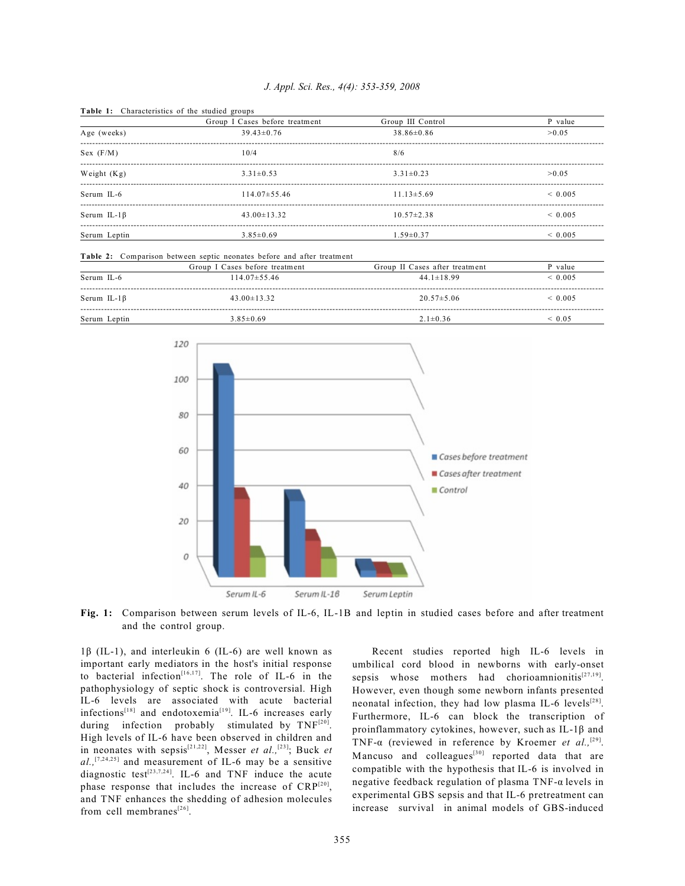**Table 1:** Characteristics of the studied groups

| | Group I Cases before treatment | Group III Control | P value |
|---|---|---|---|
| Age (weeks) | 39.43±0.76 | 38.86±0.86 | >0.05 |
| Sex (F/M) | 10/4 | 8/6 | |
| Weight (Kg) | 3.31±0.53 | 3.31±0.23 | >0.05 |
| Serum IL-6 | 114.07±55.46 | 11.13±5.69 | < 0.005 |
| Serum IL-1β | 43.00±13.32 | 10.57±2.38 | < 0.005 |
| Serum Leptin | 3.85±0.69 | 1.59±0.37 | < 0.005 |

**Table 2:** Comparison between septic neonates before and after treatment

| | Group I Cases before treatment | Group II Cases after treatment | P value |
|---|---|---|---|
| Serum IL-6 | 114.07±55.46 | 44.1±18.99 | < 0.005 |
| Serum IL-1β | 43.00±13.32 | 20.57±5.06 | < 0.005 |
| Serum Leptin | 3.85±0.69 | 2.1±0.36 | < 0.05 |

**Fig. 1:** Comparison between serum levels of IL-6, IL-1B and leptin in studied cases before and after treatment and the control group.

1β (IL-1), and interleukin 6 (IL-6) are well known as important early mediators in the host's initial response to bacterial infection[16,17]. The role of IL-6 in the pathophysiology of septic shock is controversial. High IL-6 levels are associated with acute bacterial infections[18] and endotoxemia[19]. IL-6 increases early during infection probably stimulated by TNF[20]. High levels of IL-6 have been observed in children and in neonates with sepsis[21,22], Messer *et al.,*[23]; Buck *et al.,*[7,24,25] and measurement of IL-6 may be a sensitive diagnostic test[23,7,24]. IL-6 and TNF induce the acute phase response that includes the increase of CRP[20], and TNF enhances the shedding of adhesion molecules from cell membranes[26].

Recent studies reported high IL-6 levels in umbilical cord blood in newborns with early-onset sepsis whose mothers had chorioamnionitis[27,19]. However, even though some newborn infants presented neonatal infection, they had low plasma IL-6 levels[28]. Furthermore, IL-6 can block the transcription of proinflammatory cytokines, however, such as IL-1β and TNF-α (reviewed in reference by Kroemer *et al.,*[29]. Mancuso and colleagues[30] reported data that are compatible with the hypothesis that IL-6 is involved in negative feedback regulation of plasma TNF-α levels in experimental GBS sepsis and that IL-6 pretreatment can increase survival in animal models of GBS-induced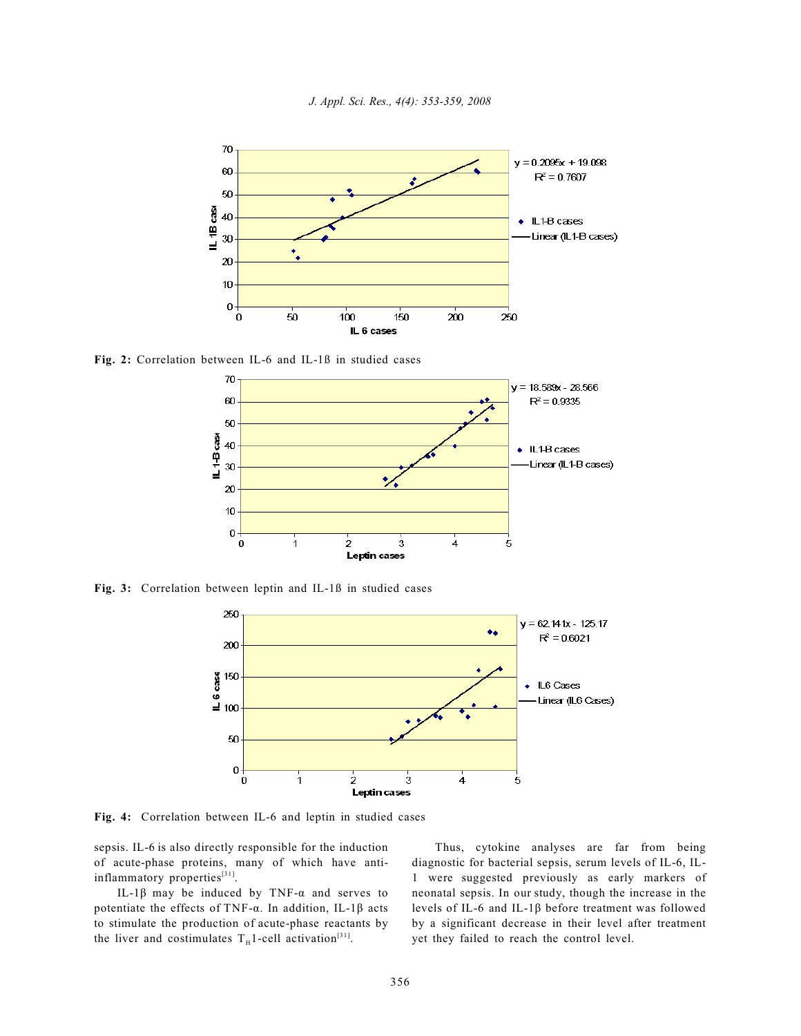Fig. 2: Correlation between IL-6 and IL-1ß in studied cases

Fig. 3: Correlation between leptin and IL-1ß in studied cases

Fig. 4: Correlation between IL-6 and leptin in studied cases

sepsis. IL-6 is also directly responsible for the induction of acute-phase proteins, many of which have anti-inflammatory properties[31].

IL-1β may be induced by TNF-α and serves to potentiate the effects of TNF-α. In addition, IL-1β acts to stimulate the production of acute-phase reactants by the liver and costimulates $T_H$1-cell activation[31].

Thus, cytokine analyses are far from being diagnostic for bacterial sepsis, serum levels of IL-6, IL-1 were suggested previously as early markers of neonatal sepsis. In our study, though the increase in the levels of IL-6 and IL-1β before treatment was followed by a significant decrease in their level after treatment yet they failed to reach the control level.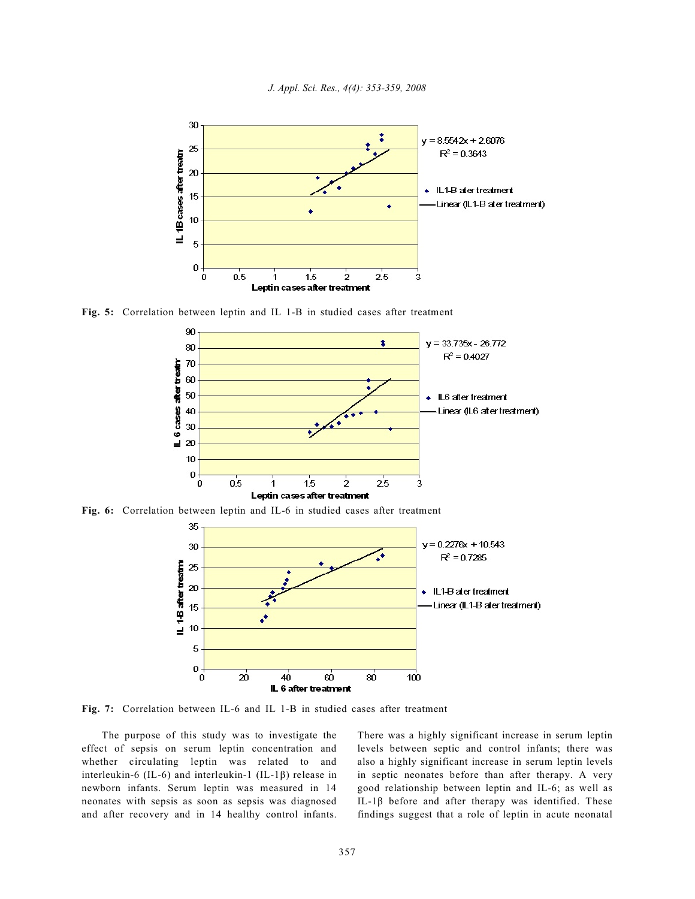Fig. 5: Correlation between leptin and IL 1-B in studied cases after treatment

Fig. 6: Correlation between leptin and IL-6 in studied cases after treatment

Fig. 7: Correlation between IL-6 and IL 1-B in studied cases after treatment

The purpose of this study was to investigate the effect of sepsis on serum leptin concentration and whether circulating leptin was related to and interleukin-6 (IL-6) and interleukin-1 (IL-1β) release in newborn infants. Serum leptin was measured in 14 neonates with sepsis as soon as sepsis was diagnosed and after recovery and in 14 healthy control infants. There was a highly significant increase in serum leptin levels between septic and control infants; there was also a highly significant increase in serum leptin levels in septic neonates before than after therapy. A very good relationship between leptin and IL-6; as well as IL-1β before and after therapy was identified. These findings suggest that a role of leptin in acute neonatal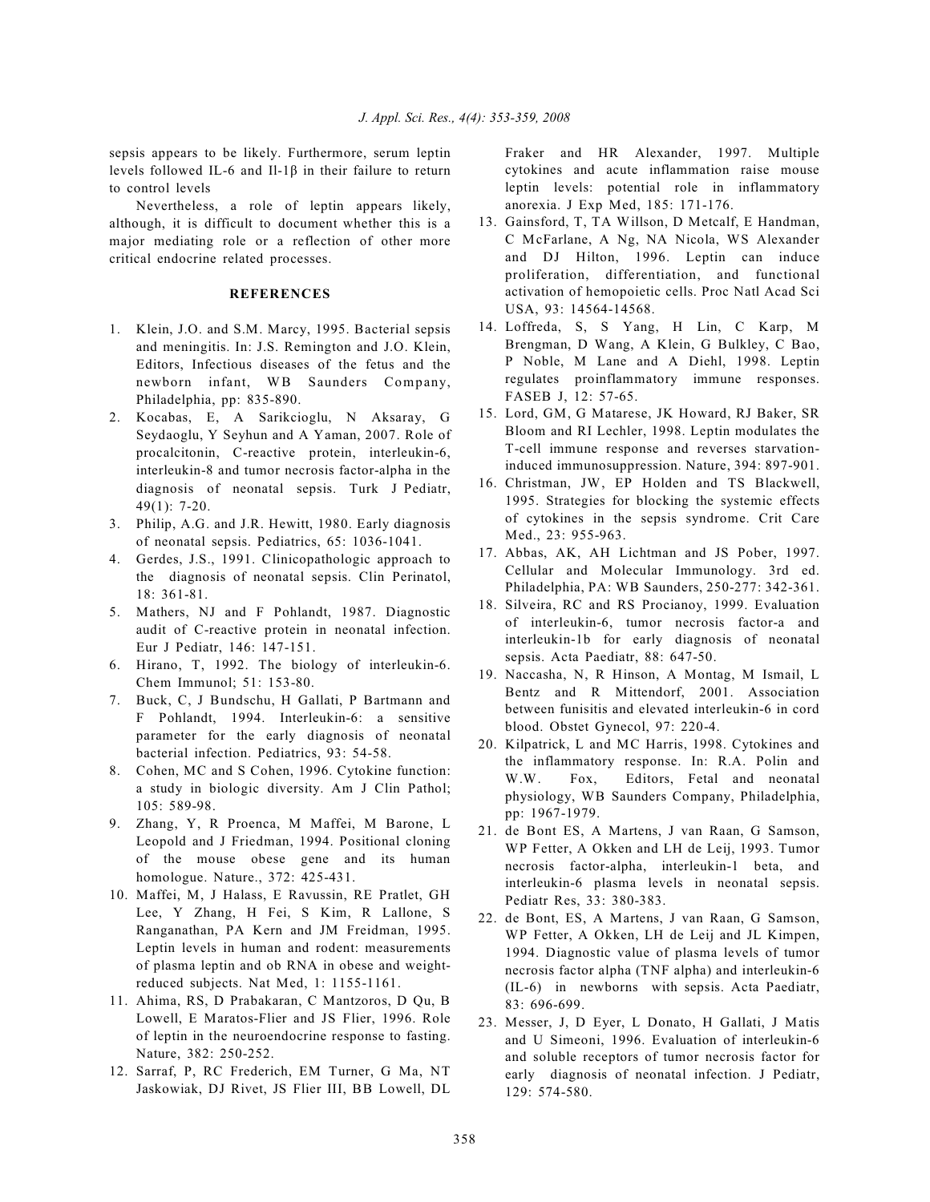sepsis appears to be likely. Furthermore, serum leptin levels followed IL-6 and Il-1β in their failure to return to control levels

Nevertheless, a role of leptin appears likely, although, it is difficult to document whether this is a major mediating role or a reflection of other more critical endocrine related processes.

## REFERENCES

1. Klein, J.O. and S.M. Marcy, 1995. Bacterial sepsis and meningitis. In: J.S. Remington and J.O. Klein, Editors, Infectious diseases of the fetus and the newborn infant, WB Saunders Company, Philadelphia, pp: 835-890.
2. Kocabas, E, A Sarikcioglu, N Aksaray, G Seydaoglu, Y Seyhun and A Yaman, 2007. Role of procalcitonin, C-reactive protein, interleukin-6, interleukin-8 and tumor necrosis factor-alpha in the diagnosis of neonatal sepsis. Turk J Pediatr, 49(1): 7-20.
3. Philip, A.G. and J.R. Hewitt, 1980. Early diagnosis of neonatal sepsis. Pediatrics, 65: 1036-1041.
4. Gerdes, J.S., 1991. Clinicopathologic approach to the diagnosis of neonatal sepsis. Clin Perinatol, 18: 361-81.
5. Mathers, NJ and F Pohlandt, 1987. Diagnostic audit of C-reactive protein in neonatal infection. Eur J Pediatr, 146: 147-151.
6. Hirano, T, 1992. The biology of interleukin-6. Chem Immunol; 51: 153-80.
7. Buck, C, J Bundschu, H Gallati, P Bartmann and F Pohlandt, 1994. Interleukin-6: a sensitive parameter for the early diagnosis of neonatal bacterial infection. Pediatrics, 93: 54-58.
8. Cohen, MC and S Cohen, 1996. Cytokine function: a study in biologic diversity. Am J Clin Pathol; 105: 589-98.
9. Zhang, Y, R Proenca, M Maffei, M Barone, L Leopold and J Friedman, 1994. Positional cloning of the mouse obese gene and its human homologue. Nature., 372: 425-431.
10. Maffei, M, J Halass, E Ravussin, RE Pratlet, GH Lee, Y Zhang, H Fei, S Kim, R Lallone, S Ranganathan, PA Kern and JM Freidman, 1995. Leptin levels in human and rodent: measurements of plasma leptin and ob RNA in obese and weight-reduced subjects. Nat Med, 1: 1155-1161.
11. Ahima, RS, D Prabakaran, C Mantzoros, D Qu, B Lowell, E Maratos-Flier and JS Flier, 1996. Role of leptin in the neuroendocrine response to fasting. Nature, 382: 250-252.
12. Sarraf, P, RC Frederich, EM Turner, G Ma, NT Jaskowiak, DJ Rivet, JS Flier III, BB Lowell, DL Fraker and HR Alexander, 1997. Multiple cytokines and acute inflammation raise mouse leptin levels: potential role in inflammatory anorexia. J Exp Med, 185: 171-176.
13. Gainsford, T, TA Willson, D Metcalf, E Handman, C McFarlane, A Ng, NA Nicola, WS Alexander and DJ Hilton, 1996. Leptin can induce proliferation, differentiation, and functional activation of hemopoietic cells. Proc Natl Acad Sci USA, 93: 14564-14568.
14. Loffreda, S, S Yang, H Lin, C Karp, M Brengman, D Wang, A Klein, G Bulkley, C Bao, P Noble, M Lane and A Diehl, 1998. Leptin regulates proinflammatory immune responses. FASEB J, 12: 57-65.
15. Lord, GM, G Matarese, JK Howard, RJ Baker, SR Bloom and RI Lechler, 1998. Leptin modulates the T-cell immune response and reverses starvation-induced immunosuppression. Nature, 394: 897-901.
16. Christman, JW, EP Holden and TS Blackwell, 1995. Strategies for blocking the systemic effects of cytokines in the sepsis syndrome. Crit Care Med., 23: 955-963.
17. Abbas, AK, AH Lichtman and JS Pober, 1997. Cellular and Molecular Immunology. 3rd ed. Philadelphia, PA: WB Saunders, 250-277: 342-361.
18. Silveira, RC and RS Procianoy, 1999. Evaluation of interleukin-6, tumor necrosis factor-a and interleukin-1b for early diagnosis of neonatal sepsis. Acta Paediatr, 88: 647-50.
19. Naccasha, N, R Hinson, A Montag, M Ismail, L Bentz and R Mittendorf, 2001. Association between funisitis and elevated interleukin-6 in cord blood. Obstet Gynecol, 97: 220-4.
20. Kilpatrick, L and MC Harris, 1998. Cytokines and the inflammatory response. In: R.A. Polin and W.W. Fox, Editors, Fetal and neonatal physiology, WB Saunders Company, Philadelphia, pp: 1967-1979.
21. de Bont ES, A Martens, J van Raan, G Samson, WP Fetter, A Okken and LH de Leij, 1993. Tumor necrosis factor-alpha, interleukin-1 beta, and interleukin-6 plasma levels in neonatal sepsis. Pediatr Res, 33: 380-383.
22. de Bont, ES, A Martens, J van Raan, G Samson, WP Fetter, A Okken, LH de Leij and JL Kimpen, 1994. Diagnostic value of plasma levels of tumor necrosis factor alpha (TNF alpha) and interleukin-6 (IL-6) in newborns with sepsis. Acta Paediatr, 83: 696-699.
23. Messer, J, D Eyer, L Donato, H Gallati, J Matis and U Simeoni, 1996. Evaluation of interleukin-6 and soluble receptors of tumor necrosis factor for early diagnosis of neonatal infection. J Pediatr, 129: 574-580.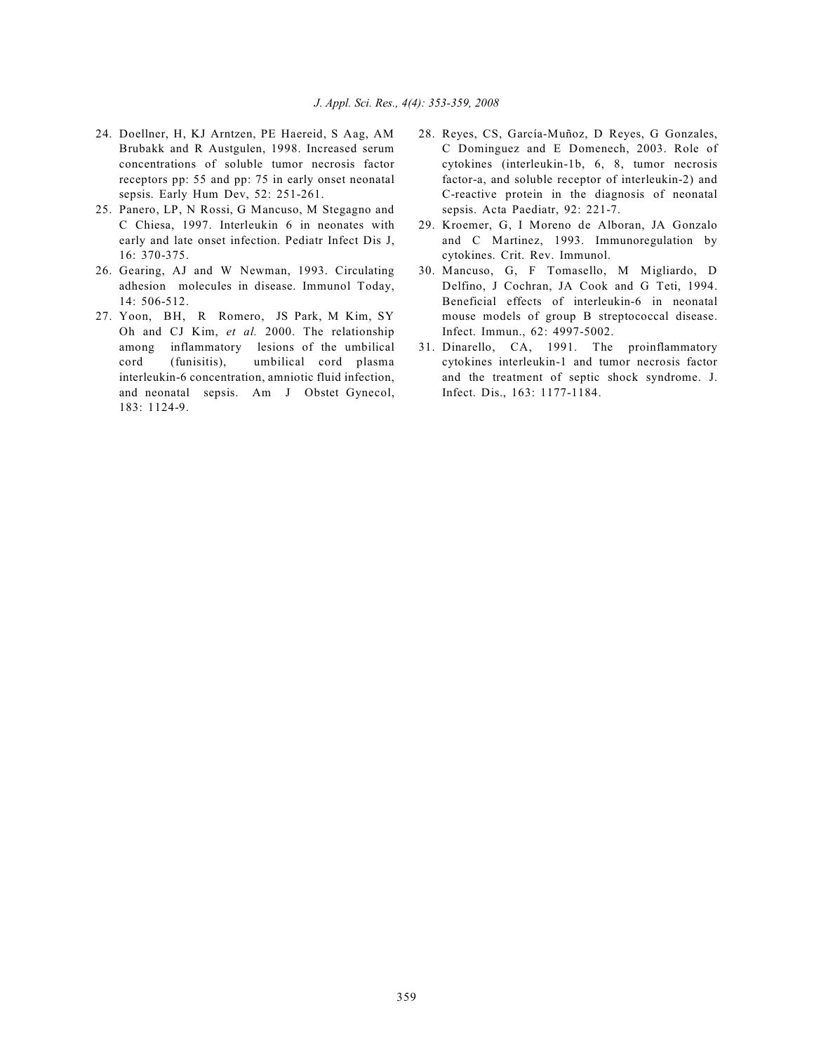24. Doellner, H, KJ Arntzen, PE Haereid, S Aag, AM Brubakk and R Austgulen, 1998. Increased serum concentrations of soluble tumor necrosis factor receptors pp: 55 and pp: 75 in early onset neonatal sepsis. Early Hum Dev, 52: 251-261.
25. Panero, LP, N Rossi, G Mancuso, M Stegagno and C Chiesa, 1997. Interleukin 6 in neonates with early and late onset infection. Pediatr Infect Dis J, 16: 370-375.
26. Gearing, AJ and W Newman, 1993. Circulating adhesion molecules in disease. Immunol Today, 14: 506-512.
27. Yoon, BH, R Romero, JS Park, M Kim, SY Oh and CJ Kim, *et al.* 2000. The relationship among inflammatory lesions of the umbilical cord (funisitis), umbilical cord plasma interleukin-6 concentration, amniotic fluid infection, and neonatal sepsis. Am J Obstet Gynecol, 183: 1124-9.
28. Reyes, CS, García-Muñoz, D Reyes, G Gonzales, C Dominguez and E Domenech, 2003. Role of cytokines (interleukin-1b, 6, 8, tumor necrosis factor-a, and soluble receptor of interleukin-2) and C-reactive protein in the diagnosis of neonatal sepsis. Acta Paediatr, 92: 221-7.
29. Kroemer, G, I Moreno de Alboran, JA Gonzalo and C Martinez, 1993. Immunoregulation by cytokines. Crit. Rev. Immunol.
30. Mancuso, G, F Tomasello, M Migliardo, D Delfino, J Cochran, JA Cook and G Teti, 1994. Beneficial effects of interleukin-6 in neonatal mouse models of group B streptococcal disease. Infect. Immun., 62: 4997-5002.
31. Dinarello, CA, 1991. The proinflammatory cytokines interleukin-1 and tumor necrosis factor and the treatment of septic shock syndrome. J. Infect. Dis., 163: 1177-1184.